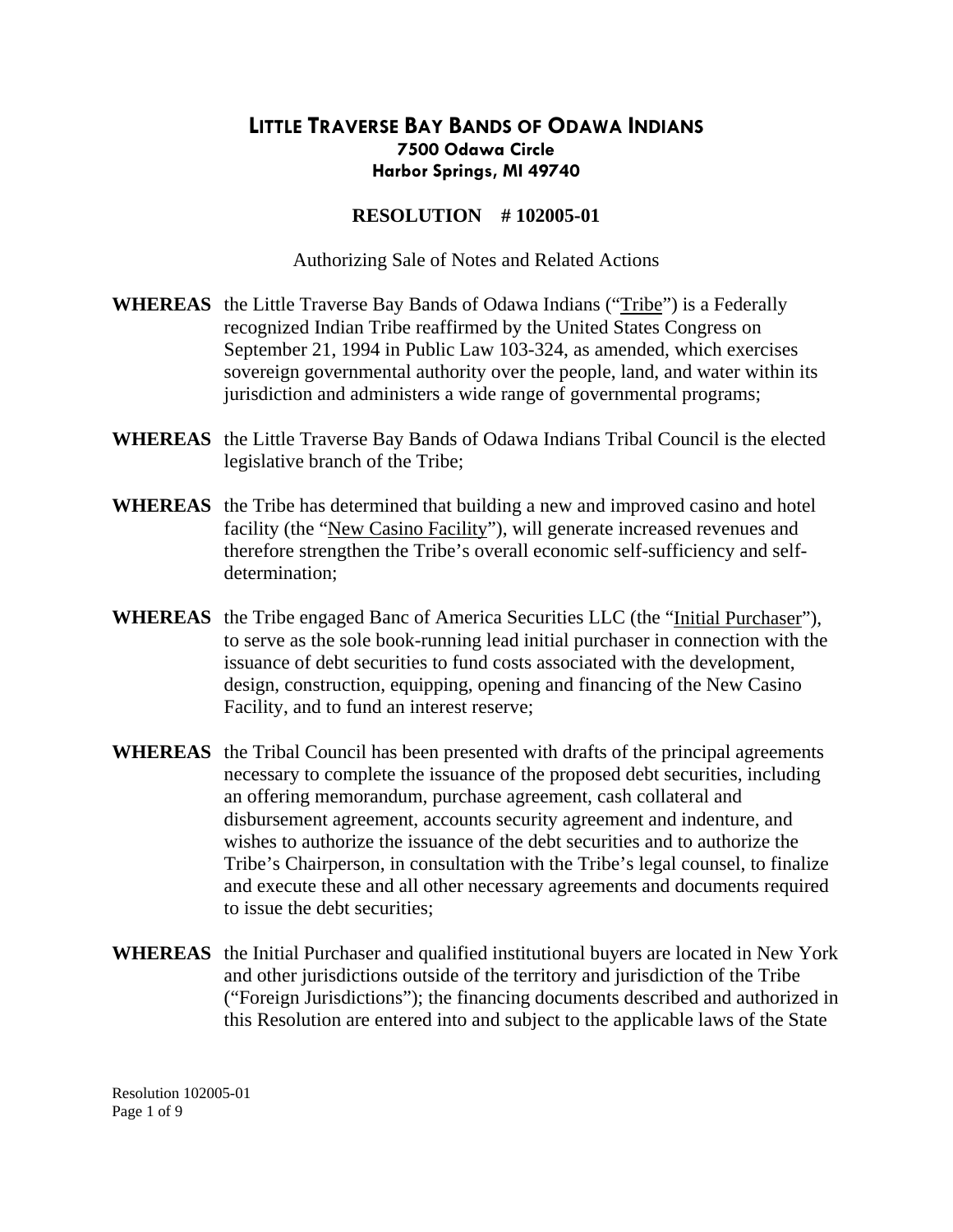# LITTLE TRAVERSE BAY BANDS OF ODAWA INDIANS

**7500 Odawa Circle**
**Harbor Springs, MI 49740**

## RESOLUTION # 102005-01

Authorizing Sale of Notes and Related Actions

**WHEREAS** the Little Traverse Bay Bands of Odawa Indians ("Tribe") is a Federally recognized Indian Tribe reaffirmed by the United States Congress on September 21, 1994 in Public Law 103-324, as amended, which exercises sovereign governmental authority over the people, land, and water within its jurisdiction and administers a wide range of governmental programs;

**WHEREAS** the Little Traverse Bay Bands of Odawa Indians Tribal Council is the elected legislative branch of the Tribe;

**WHEREAS** the Tribe has determined that building a new and improved casino and hotel facility (the "New Casino Facility"), will generate increased revenues and therefore strengthen the Tribe's overall economic self-sufficiency and self-determination;

**WHEREAS** the Tribe engaged Banc of America Securities LLC (the "Initial Purchaser"), to serve as the sole book-running lead initial purchaser in connection with the issuance of debt securities to fund costs associated with the development, design, construction, equipping, opening and financing of the New Casino Facility, and to fund an interest reserve;

**WHEREAS** the Tribal Council has been presented with drafts of the principal agreements necessary to complete the issuance of the proposed debt securities, including an offering memorandum, purchase agreement, cash collateral and disbursement agreement, accounts security agreement and indenture, and wishes to authorize the issuance of the debt securities and to authorize the Tribe's Chairperson, in consultation with the Tribe's legal counsel, to finalize and execute these and all other necessary agreements and documents required to issue the debt securities;

**WHEREAS** the Initial Purchaser and qualified institutional buyers are located in New York and other jurisdictions outside of the territory and jurisdiction of the Tribe ("Foreign Jurisdictions"); the financing documents described and authorized in this Resolution are entered into and subject to the applicable laws of the State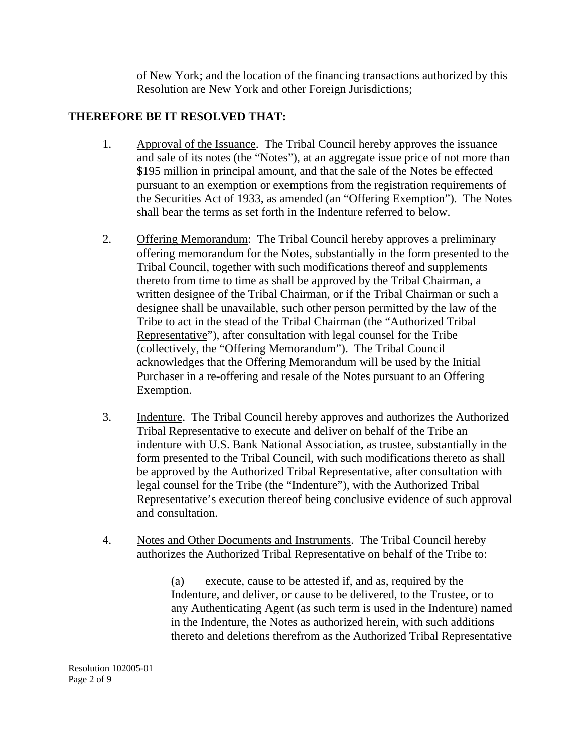of New York; and the location of the financing transactions authorized by this Resolution are New York and other Foreign Jurisdictions;

**THEREFORE BE IT RESOLVED THAT:**

1. Approval of the Issuance. The Tribal Council hereby approves the issuance and sale of its notes (the "Notes"), at an aggregate issue price of not more than $195 million in principal amount, and that the sale of the Notes be effected pursuant to an exemption or exemptions from the registration requirements of the Securities Act of 1933, as amended (an "Offering Exemption"). The Notes shall bear the terms as set forth in the Indenture referred to below.

2. Offering Memorandum: The Tribal Council hereby approves a preliminary offering memorandum for the Notes, substantially in the form presented to the Tribal Council, together with such modifications thereof and supplements thereto from time to time as shall be approved by the Tribal Chairman, a written designee of the Tribal Chairman, or if the Tribal Chairman or such a designee shall be unavailable, such other person permitted by the law of the Tribe to act in the stead of the Tribal Chairman (the "Authorized Tribal Representative"), after consultation with legal counsel for the Tribe (collectively, the "Offering Memorandum"). The Tribal Council acknowledges that the Offering Memorandum will be used by the Initial Purchaser in a re-offering and resale of the Notes pursuant to an Offering Exemption.

3. Indenture. The Tribal Council hereby approves and authorizes the Authorized Tribal Representative to execute and deliver on behalf of the Tribe an indenture with U.S. Bank National Association, as trustee, substantially in the form presented to the Tribal Council, with such modifications thereto as shall be approved by the Authorized Tribal Representative, after consultation with legal counsel for the Tribe (the "Indenture"), with the Authorized Tribal Representative's execution thereof being conclusive evidence of such approval and consultation.

4. Notes and Other Documents and Instruments. The Tribal Council hereby authorizes the Authorized Tribal Representative on behalf of the Tribe to:

   (a) execute, cause to be attested if, and as, required by the Indenture, and deliver, or cause to be delivered, to the Trustee, or to any Authenticating Agent (as such term is used in the Indenture) named in the Indenture, the Notes as authorized herein, with such additions thereto and deletions therefrom as the Authorized Tribal Representative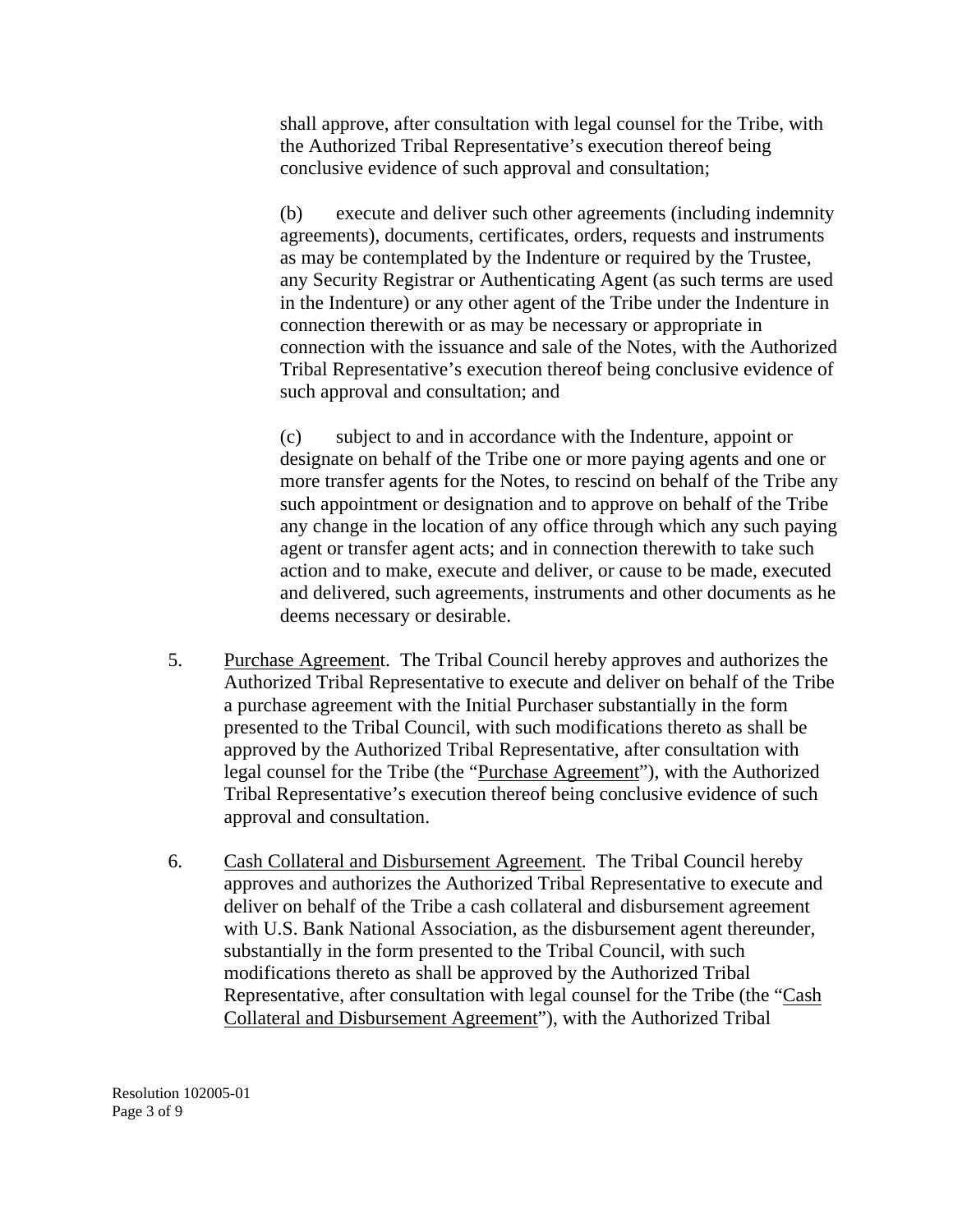shall approve, after consultation with legal counsel for the Tribe, with the Authorized Tribal Representative's execution thereof being conclusive evidence of such approval and consultation;

(b) execute and deliver such other agreements (including indemnity agreements), documents, certificates, orders, requests and instruments as may be contemplated by the Indenture or required by the Trustee, any Security Registrar or Authenticating Agent (as such terms are used in the Indenture) or any other agent of the Tribe under the Indenture in connection therewith or as may be necessary or appropriate in connection with the issuance and sale of the Notes, with the Authorized Tribal Representative's execution thereof being conclusive evidence of such approval and consultation; and

(c) subject to and in accordance with the Indenture, appoint or designate on behalf of the Tribe one or more paying agents and one or more transfer agents for the Notes, to rescind on behalf of the Tribe any such appointment or designation and to approve on behalf of the Tribe any change in the location of any office through which any such paying agent or transfer agent acts; and in connection therewith to take such action and to make, execute and deliver, or cause to be made, executed and delivered, such agreements, instruments and other documents as he deems necessary or desirable.

5. Purchase Agreement. The Tribal Council hereby approves and authorizes the Authorized Tribal Representative to execute and deliver on behalf of the Tribe a purchase agreement with the Initial Purchaser substantially in the form presented to the Tribal Council, with such modifications thereto as shall be approved by the Authorized Tribal Representative, after consultation with legal counsel for the Tribe (the "Purchase Agreement"), with the Authorized Tribal Representative's execution thereof being conclusive evidence of such approval and consultation.

6. Cash Collateral and Disbursement Agreement. The Tribal Council hereby approves and authorizes the Authorized Tribal Representative to execute and deliver on behalf of the Tribe a cash collateral and disbursement agreement with U.S. Bank National Association, as the disbursement agent thereunder, substantially in the form presented to the Tribal Council, with such modifications thereto as shall be approved by the Authorized Tribal Representative, after consultation with legal counsel for the Tribe (the "Cash Collateral and Disbursement Agreement"), with the Authorized Tribal

Resolution 102005-01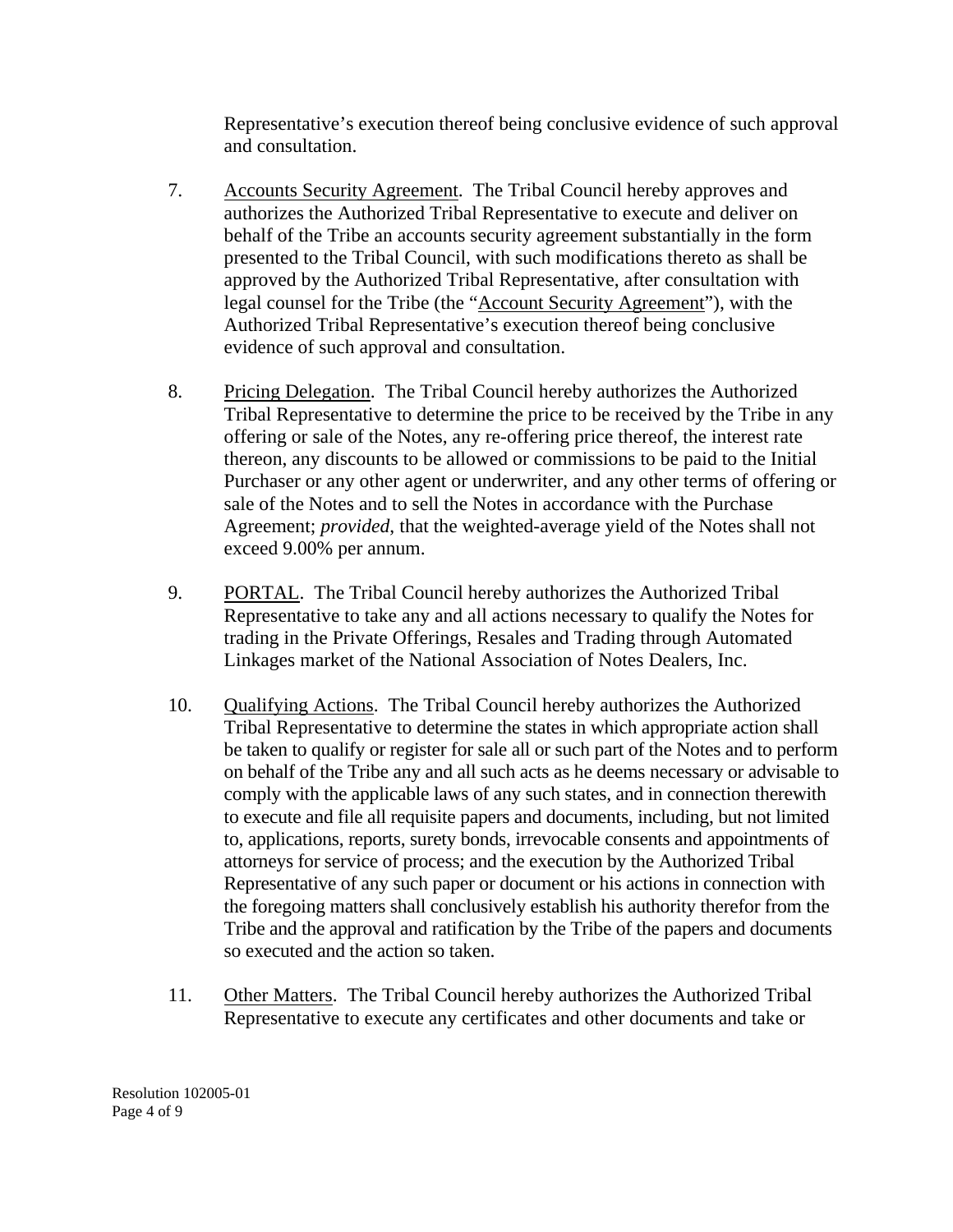Representative's execution thereof being conclusive evidence of such approval and consultation.

7. Accounts Security Agreement. The Tribal Council hereby approves and authorizes the Authorized Tribal Representative to execute and deliver on behalf of the Tribe an accounts security agreement substantially in the form presented to the Tribal Council, with such modifications thereto as shall be approved by the Authorized Tribal Representative, after consultation with legal counsel for the Tribe (the "Account Security Agreement"), with the Authorized Tribal Representative's execution thereof being conclusive evidence of such approval and consultation.

8. Pricing Delegation. The Tribal Council hereby authorizes the Authorized Tribal Representative to determine the price to be received by the Tribe in any offering or sale of the Notes, any re-offering price thereof, the interest rate thereon, any discounts to be allowed or commissions to be paid to the Initial Purchaser or any other agent or underwriter, and any other terms of offering or sale of the Notes and to sell the Notes in accordance with the Purchase Agreement; *provided*, that the weighted-average yield of the Notes shall not exceed 9.00% per annum.

9. PORTAL. The Tribal Council hereby authorizes the Authorized Tribal Representative to take any and all actions necessary to qualify the Notes for trading in the Private Offerings, Resales and Trading through Automated Linkages market of the National Association of Notes Dealers, Inc.

10. Qualifying Actions. The Tribal Council hereby authorizes the Authorized Tribal Representative to determine the states in which appropriate action shall be taken to qualify or register for sale all or such part of the Notes and to perform on behalf of the Tribe any and all such acts as he deems necessary or advisable to comply with the applicable laws of any such states, and in connection therewith to execute and file all requisite papers and documents, including, but not limited to, applications, reports, surety bonds, irrevocable consents and appointments of attorneys for service of process; and the execution by the Authorized Tribal Representative of any such paper or document or his actions in connection with the foregoing matters shall conclusively establish his authority therefor from the Tribe and the approval and ratification by the Tribe of the papers and documents so executed and the action so taken.

11. Other Matters. The Tribal Council hereby authorizes the Authorized Tribal Representative to execute any certificates and other documents and take or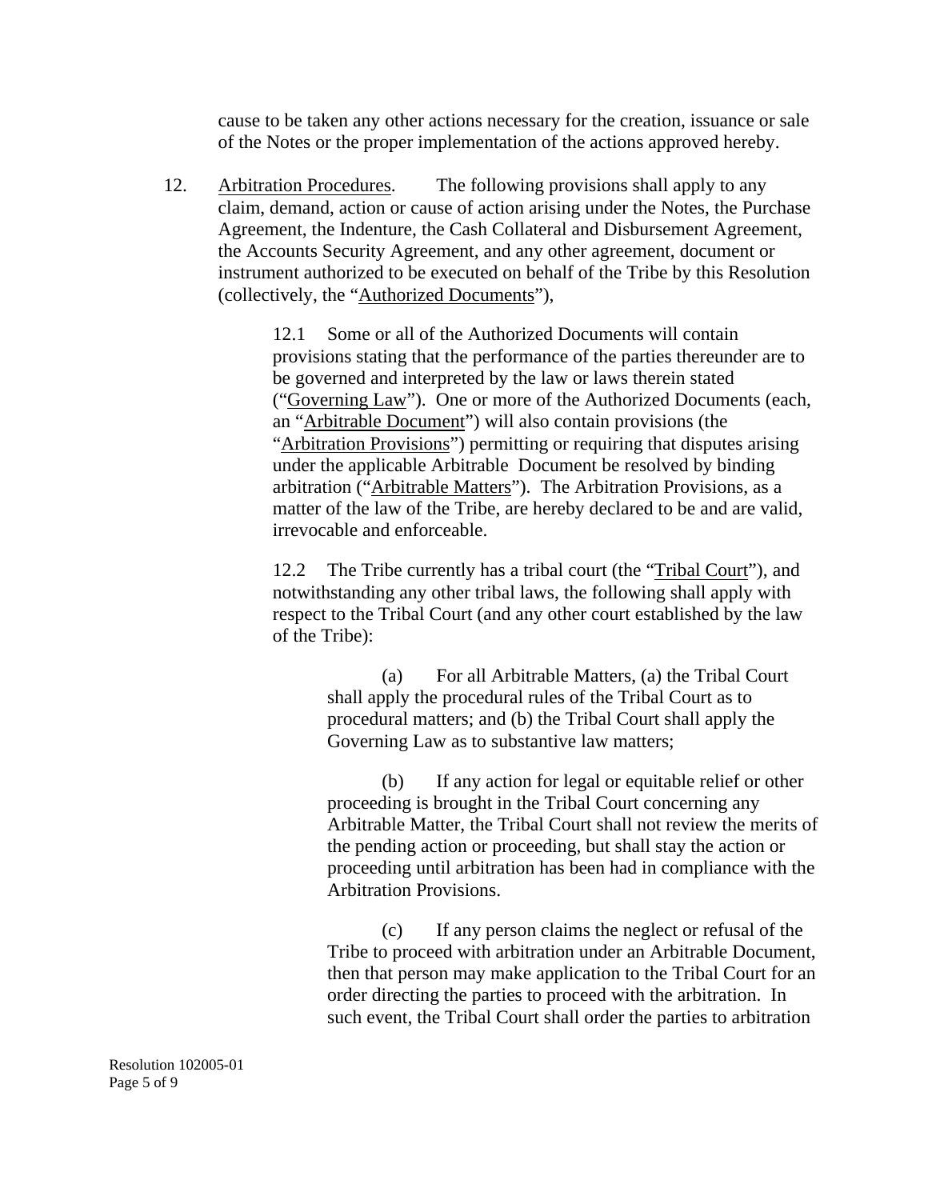cause to be taken any other actions necessary for the creation, issuance or sale of the Notes or the proper implementation of the actions approved hereby.

12. Arbitration Procedures. The following provisions shall apply to any claim, demand, action or cause of action arising under the Notes, the Purchase Agreement, the Indenture, the Cash Collateral and Disbursement Agreement, the Accounts Security Agreement, and any other agreement, document or instrument authorized to be executed on behalf of the Tribe by this Resolution (collectively, the "Authorized Documents"),

12.1 Some or all of the Authorized Documents will contain provisions stating that the performance of the parties thereunder are to be governed and interpreted by the law or laws therein stated ("Governing Law"). One or more of the Authorized Documents (each, an "Arbitrable Document") will also contain provisions (the "Arbitration Provisions") permitting or requiring that disputes arising under the applicable Arbitrable Document be resolved by binding arbitration ("Arbitrable Matters"). The Arbitration Provisions, as a matter of the law of the Tribe, are hereby declared to be and are valid, irrevocable and enforceable.

12.2 The Tribe currently has a tribal court (the "Tribal Court"), and notwithstanding any other tribal laws, the following shall apply with respect to the Tribal Court (and any other court established by the law of the Tribe):

(a) For all Arbitrable Matters, (a) the Tribal Court shall apply the procedural rules of the Tribal Court as to procedural matters; and (b) the Tribal Court shall apply the Governing Law as to substantive law matters;

(b) If any action for legal or equitable relief or other proceeding is brought in the Tribal Court concerning any Arbitrable Matter, the Tribal Court shall not review the merits of the pending action or proceeding, but shall stay the action or proceeding until arbitration has been had in compliance with the Arbitration Provisions.

(c) If any person claims the neglect or refusal of the Tribe to proceed with arbitration under an Arbitrable Document, then that person may make application to the Tribal Court for an order directing the parties to proceed with the arbitration. In such event, the Tribal Court shall order the parties to arbitration

Resolution 102005-01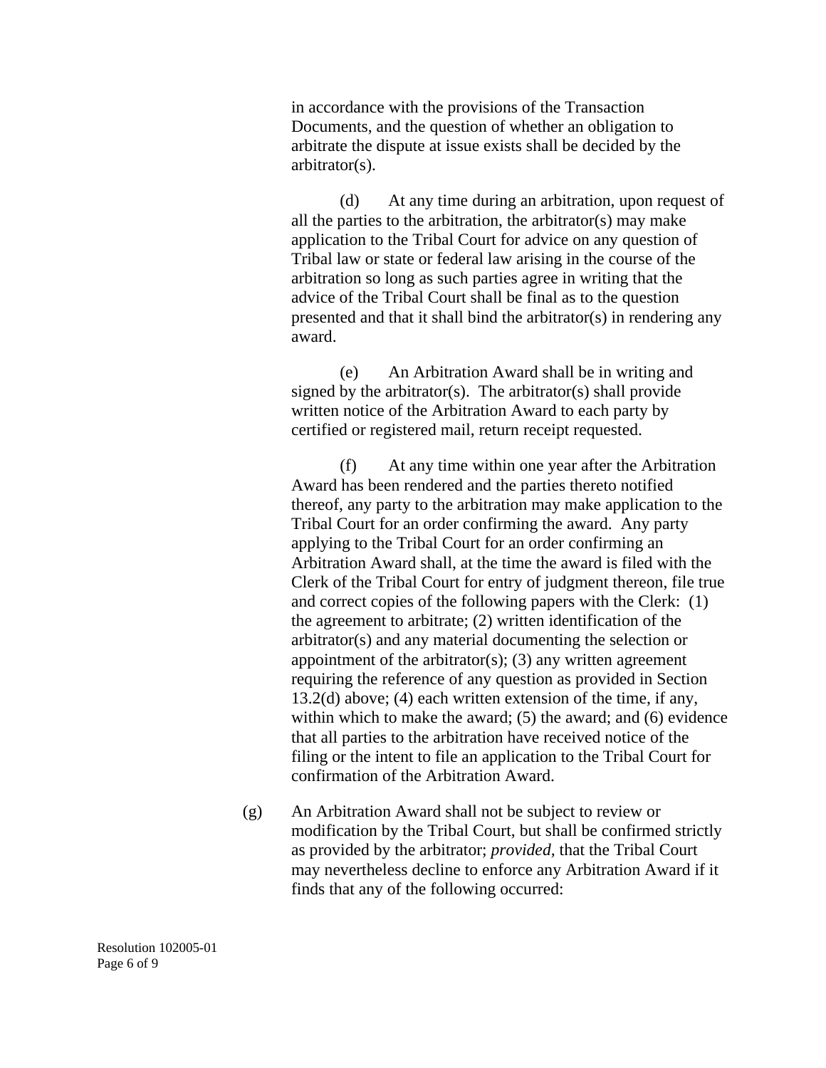in accordance with the provisions of the Transaction Documents, and the question of whether an obligation to arbitrate the dispute at issue exists shall be decided by the arbitrator(s).

(d) At any time during an arbitration, upon request of all the parties to the arbitration, the arbitrator(s) may make application to the Tribal Court for advice on any question of Tribal law or state or federal law arising in the course of the arbitration so long as such parties agree in writing that the advice of the Tribal Court shall be final as to the question presented and that it shall bind the arbitrator(s) in rendering any award.

(e) An Arbitration Award shall be in writing and signed by the arbitrator(s). The arbitrator(s) shall provide written notice of the Arbitration Award to each party by certified or registered mail, return receipt requested.

(f) At any time within one year after the Arbitration Award has been rendered and the parties thereto notified thereof, any party to the arbitration may make application to the Tribal Court for an order confirming the award. Any party applying to the Tribal Court for an order confirming an Arbitration Award shall, at the time the award is filed with the Clerk of the Tribal Court for entry of judgment thereon, file true and correct copies of the following papers with the Clerk: (1) the agreement to arbitrate; (2) written identification of the arbitrator(s) and any material documenting the selection or appointment of the arbitrator(s); (3) any written agreement requiring the reference of any question as provided in Section 13.2(d) above; (4) each written extension of the time, if any, within which to make the award; (5) the award; and (6) evidence that all parties to the arbitration have received notice of the filing or the intent to file an application to the Tribal Court for confirmation of the Arbitration Award.

(g) An Arbitration Award shall not be subject to review or modification by the Tribal Court, but shall be confirmed strictly as provided by the arbitrator; *provided*, that the Tribal Court may nevertheless decline to enforce any Arbitration Award if it finds that any of the following occurred:

Resolution 102005-01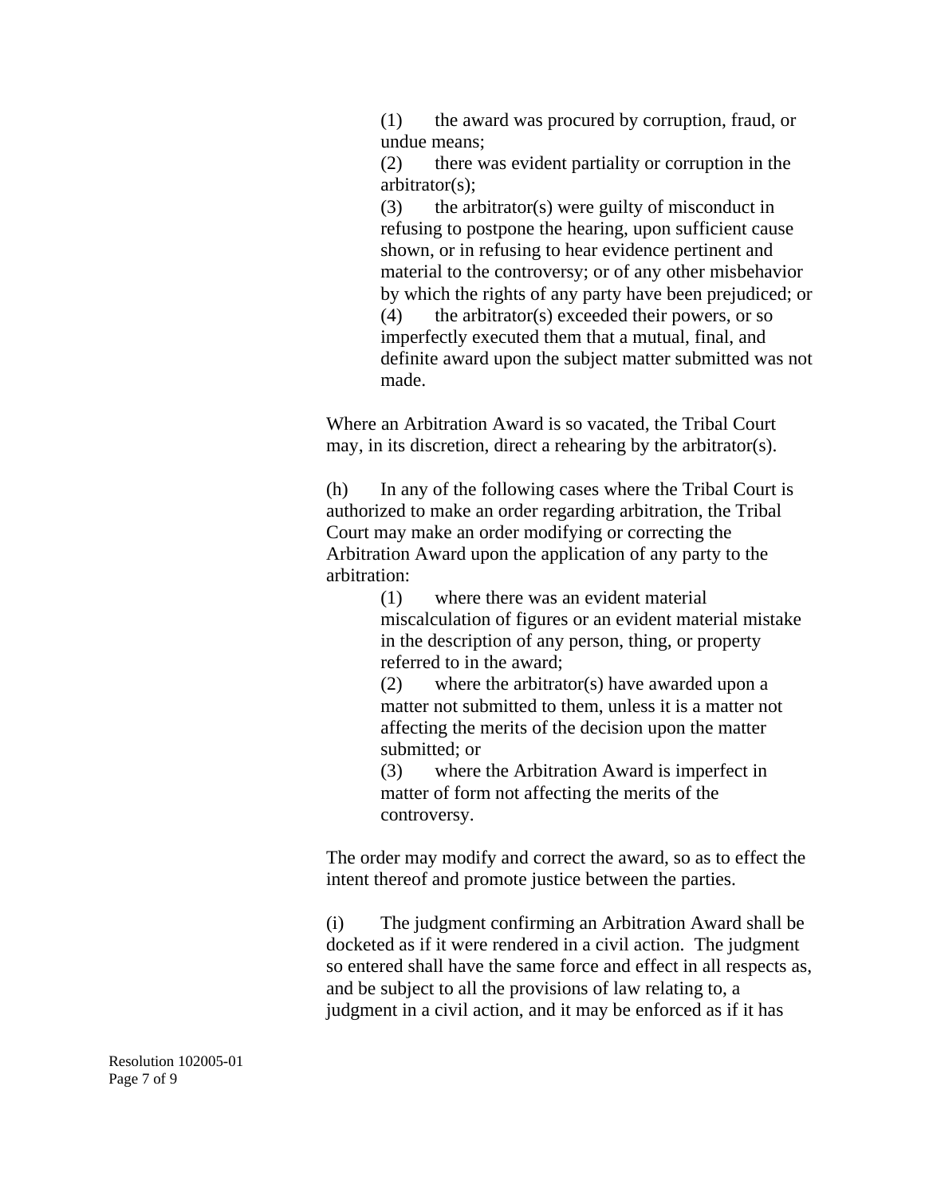(1) the award was procured by corruption, fraud, or undue means;

(2) there was evident partiality or corruption in the arbitrator(s);

(3) the arbitrator(s) were guilty of misconduct in refusing to postpone the hearing, upon sufficient cause shown, or in refusing to hear evidence pertinent and material to the controversy; or of any other misbehavior by which the rights of any party have been prejudiced; or

(4) the arbitrator(s) exceeded their powers, or so imperfectly executed them that a mutual, final, and definite award upon the subject matter submitted was not made.

Where an Arbitration Award is so vacated, the Tribal Court may, in its discretion, direct a rehearing by the arbitrator(s).

(h) In any of the following cases where the Tribal Court is authorized to make an order regarding arbitration, the Tribal Court may make an order modifying or correcting the Arbitration Award upon the application of any party to the arbitration:

(1) where there was an evident material miscalculation of figures or an evident material mistake in the description of any person, thing, or property referred to in the award;

(2) where the arbitrator(s) have awarded upon a matter not submitted to them, unless it is a matter not affecting the merits of the decision upon the matter submitted; or

(3) where the Arbitration Award is imperfect in matter of form not affecting the merits of the controversy.

The order may modify and correct the award, so as to effect the intent thereof and promote justice between the parties.

(i) The judgment confirming an Arbitration Award shall be docketed as if it were rendered in a civil action. The judgment so entered shall have the same force and effect in all respects as, and be subject to all the provisions of law relating to, a judgment in a civil action, and it may be enforced as if it has

Resolution 102005-01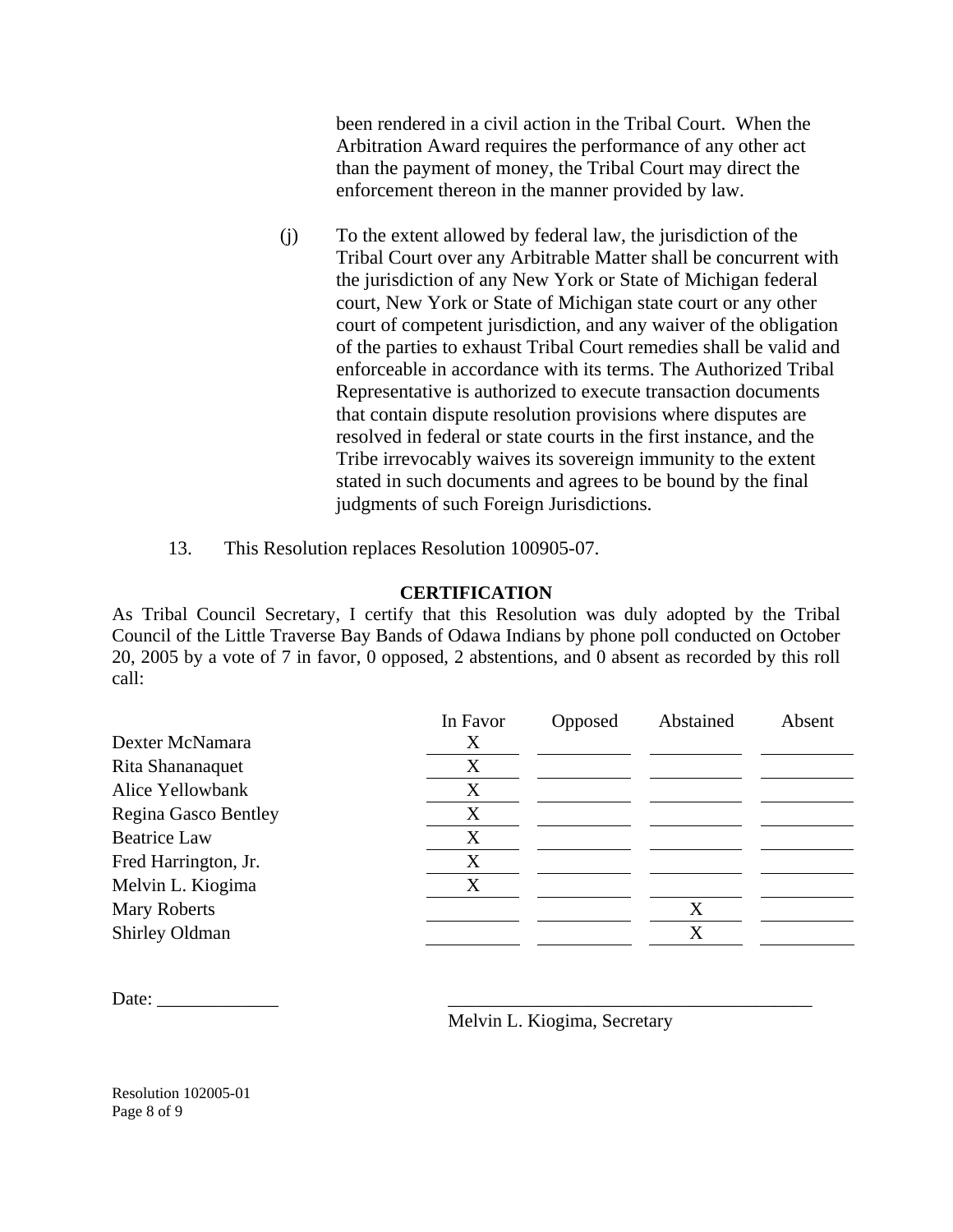been rendered in a civil action in the Tribal Court. When the Arbitration Award requires the performance of any other act than the payment of money, the Tribal Court may direct the enforcement thereon in the manner provided by law.

(j) To the extent allowed by federal law, the jurisdiction of the Tribal Court over any Arbitrable Matter shall be concurrent with the jurisdiction of any New York or State of Michigan federal court, New York or State of Michigan state court or any other court of competent jurisdiction, and any waiver of the obligation of the parties to exhaust Tribal Court remedies shall be valid and enforceable in accordance with its terms. The Authorized Tribal Representative is authorized to execute transaction documents that contain dispute resolution provisions where disputes are resolved in federal or state courts in the first instance, and the Tribe irrevocably waives its sovereign immunity to the extent stated in such documents and agrees to be bound by the final judgments of such Foreign Jurisdictions.

13. This Resolution replaces Resolution 100905-07.

**CERTIFICATION**

As Tribal Council Secretary, I certify that this Resolution was duly adopted by the Tribal Council of the Little Traverse Bay Bands of Odawa Indians by phone poll conducted on October 20, 2005 by a vote of 7 in favor, 0 opposed, 2 abstentions, and 0 absent as recorded by this roll call:

| | In Favor | Opposed | Abstained | Absent |
|---|---|---|---|---|
| Dexter McNamara | X | | | |
| Rita Shananaquet | X | | | |
| Alice Yellowbank | X | | | |
| Regina Gasco Bentley | X | | | |
| Beatrice Law | X | | | |
| Fred Harrington, Jr. | X | | | |
| Melvin L. Kiogima | X | | | |
| Mary Roberts | | | X | |
| Shirley Oldman | | | X | |

Date: _____________

________________________________________
Melvin L. Kiogima, Secretary

Resolution 102005-01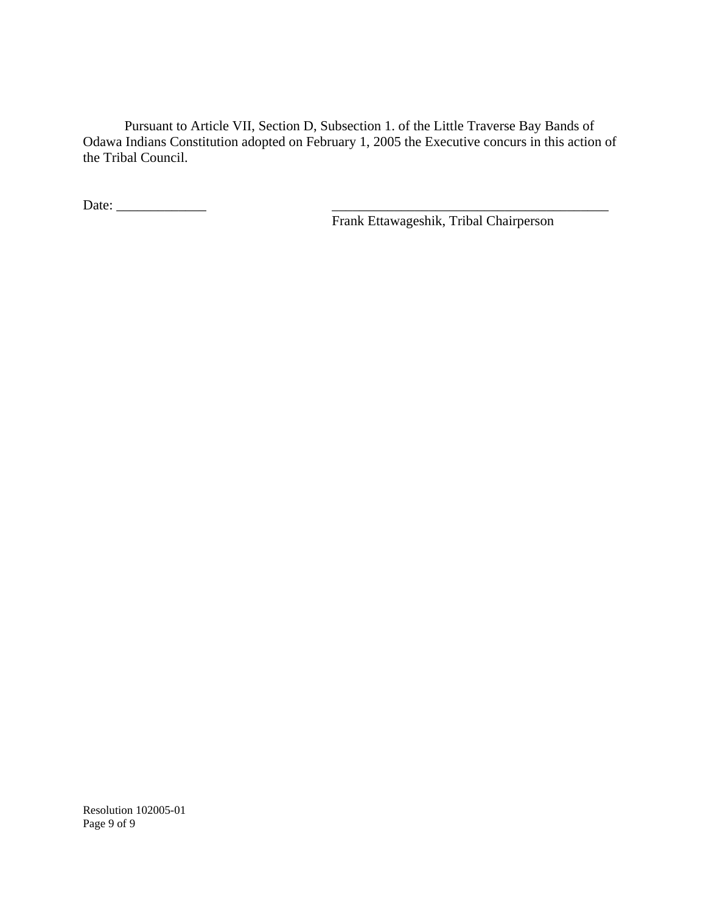Pursuant to Article VII, Section D, Subsection 1. of the Little Traverse Bay Bands of Odawa Indians Constitution adopted on February 1, 2005 the Executive concurs in this action of the Tribal Council.

Date: _____________ ________________________________________

Frank Ettawageshik, Tribal Chairperson